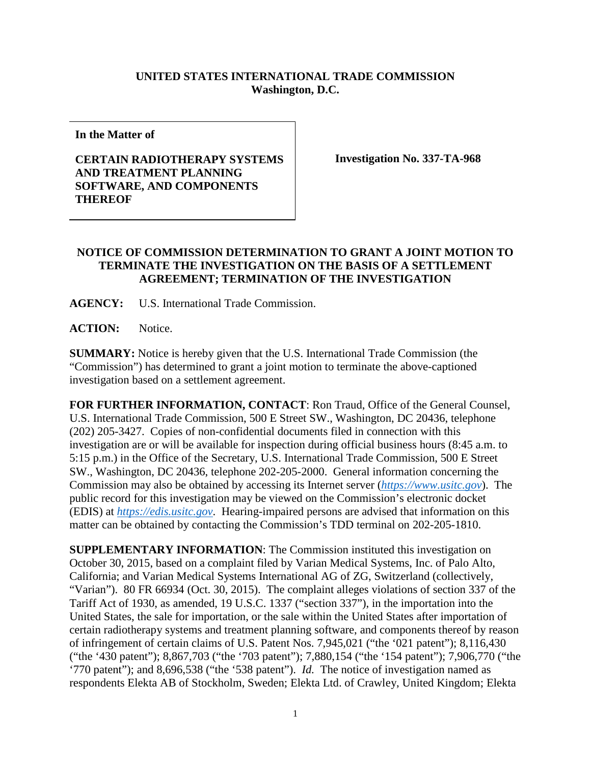**UNITED STATES INTERNATIONAL TRADE COMMISSION**
**Washington, D.C.**

| | |
|---|---|
| **In the Matter of**<br><br>**CERTAIN RADIOTHERAPY SYSTEMS AND TREATMENT PLANNING SOFTWARE, AND COMPONENTS THEREOF** | **Investigation No. 337-TA-968** |

**NOTICE OF COMMISSION DETERMINATION TO GRANT A JOINT MOTION TO TERMINATE THE INVESTIGATION ON THE BASIS OF A SETTLEMENT AGREEMENT; TERMINATION OF THE INVESTIGATION**

**AGENCY:** U.S. International Trade Commission.

**ACTION:** Notice.

**SUMMARY:** Notice is hereby given that the U.S. International Trade Commission (the "Commission") has determined to grant a joint motion to terminate the above-captioned investigation based on a settlement agreement.

**FOR FURTHER INFORMATION, CONTACT**: Ron Traud, Office of the General Counsel, U.S. International Trade Commission, 500 E Street SW., Washington, DC 20436, telephone (202) 205-3427. Copies of non-confidential documents filed in connection with this investigation are or will be available for inspection during official business hours (8:45 a.m. to 5:15 p.m.) in the Office of the Secretary, U.S. International Trade Commission, 500 E Street SW., Washington, DC 20436, telephone 202-205-2000. General information concerning the Commission may also be obtained by accessing its Internet server (*https://www.usitc.gov*). The public record for this investigation may be viewed on the Commission's electronic docket (EDIS) at *https://edis.usitc.gov*. Hearing-impaired persons are advised that information on this matter can be obtained by contacting the Commission's TDD terminal on 202-205-1810.

**SUPPLEMENTARY INFORMATION**: The Commission instituted this investigation on October 30, 2015, based on a complaint filed by Varian Medical Systems, Inc. of Palo Alto, California; and Varian Medical Systems International AG of ZG, Switzerland (collectively, "Varian"). 80 FR 66934 (Oct. 30, 2015). The complaint alleges violations of section 337 of the Tariff Act of 1930, as amended, 19 U.S.C. 1337 ("section 337"), in the importation into the United States, the sale for importation, or the sale within the United States after importation of certain radiotherapy systems and treatment planning software, and components thereof by reason of infringement of certain claims of U.S. Patent Nos. 7,945,021 ("the '021 patent"); 8,116,430 ("the '430 patent"); 8,867,703 ("the '703 patent"); 7,880,154 ("the '154 patent"); 7,906,770 ("the '770 patent"); and 8,696,538 ("the '538 patent"). *Id.* The notice of investigation named as respondents Elekta AB of Stockholm, Sweden; Elekta Ltd. of Crawley, United Kingdom; Elekta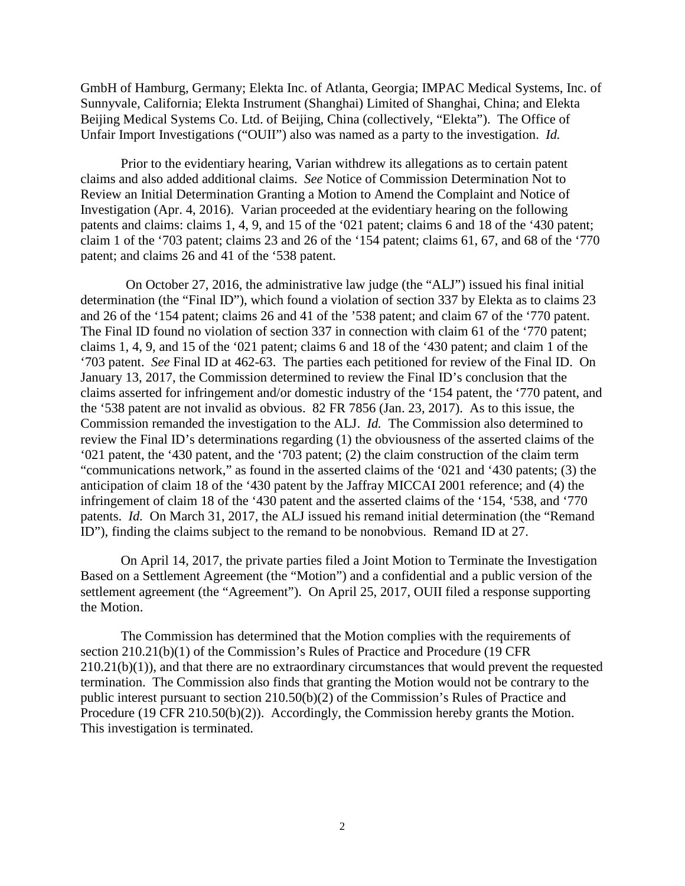GmbH of Hamburg, Germany; Elekta Inc. of Atlanta, Georgia; IMPAC Medical Systems, Inc. of Sunnyvale, California; Elekta Instrument (Shanghai) Limited of Shanghai, China; and Elekta Beijing Medical Systems Co. Ltd. of Beijing, China (collectively, "Elekta"). The Office of Unfair Import Investigations ("OUII") also was named as a party to the investigation. *Id.*

Prior to the evidentiary hearing, Varian withdrew its allegations as to certain patent claims and also added additional claims. *See* Notice of Commission Determination Not to Review an Initial Determination Granting a Motion to Amend the Complaint and Notice of Investigation (Apr. 4, 2016). Varian proceeded at the evidentiary hearing on the following patents and claims: claims 1, 4, 9, and 15 of the '021 patent; claims 6 and 18 of the '430 patent; claim 1 of the '703 patent; claims 23 and 26 of the '154 patent; claims 61, 67, and 68 of the '770 patent; and claims 26 and 41 of the '538 patent.

On October 27, 2016, the administrative law judge (the "ALJ") issued his final initial determination (the "Final ID"), which found a violation of section 337 by Elekta as to claims 23 and 26 of the '154 patent; claims 26 and 41 of the '538 patent; and claim 67 of the '770 patent. The Final ID found no violation of section 337 in connection with claim 61 of the '770 patent; claims 1, 4, 9, and 15 of the '021 patent; claims 6 and 18 of the '430 patent; and claim 1 of the '703 patent. *See* Final ID at 462-63. The parties each petitioned for review of the Final ID. On January 13, 2017, the Commission determined to review the Final ID's conclusion that the claims asserted for infringement and/or domestic industry of the '154 patent, the '770 patent, and the '538 patent are not invalid as obvious. 82 FR 7856 (Jan. 23, 2017). As to this issue, the Commission remanded the investigation to the ALJ. *Id.* The Commission also determined to review the Final ID's determinations regarding (1) the obviousness of the asserted claims of the '021 patent, the '430 patent, and the '703 patent; (2) the claim construction of the claim term "communications network," as found in the asserted claims of the '021 and '430 patents; (3) the anticipation of claim 18 of the '430 patent by the Jaffray MICCAI 2001 reference; and (4) the infringement of claim 18 of the '430 patent and the asserted claims of the '154, '538, and '770 patents. *Id.* On March 31, 2017, the ALJ issued his remand initial determination (the "Remand ID"), finding the claims subject to the remand to be nonobvious. Remand ID at 27.

On April 14, 2017, the private parties filed a Joint Motion to Terminate the Investigation Based on a Settlement Agreement (the "Motion") and a confidential and a public version of the settlement agreement (the "Agreement"). On April 25, 2017, OUII filed a response supporting the Motion.

The Commission has determined that the Motion complies with the requirements of section 210.21(b)(1) of the Commission's Rules of Practice and Procedure (19 CFR 210.21(b)(1)), and that there are no extraordinary circumstances that would prevent the requested termination. The Commission also finds that granting the Motion would not be contrary to the public interest pursuant to section 210.50(b)(2) of the Commission's Rules of Practice and Procedure (19 CFR 210.50(b)(2)). Accordingly, the Commission hereby grants the Motion. This investigation is terminated.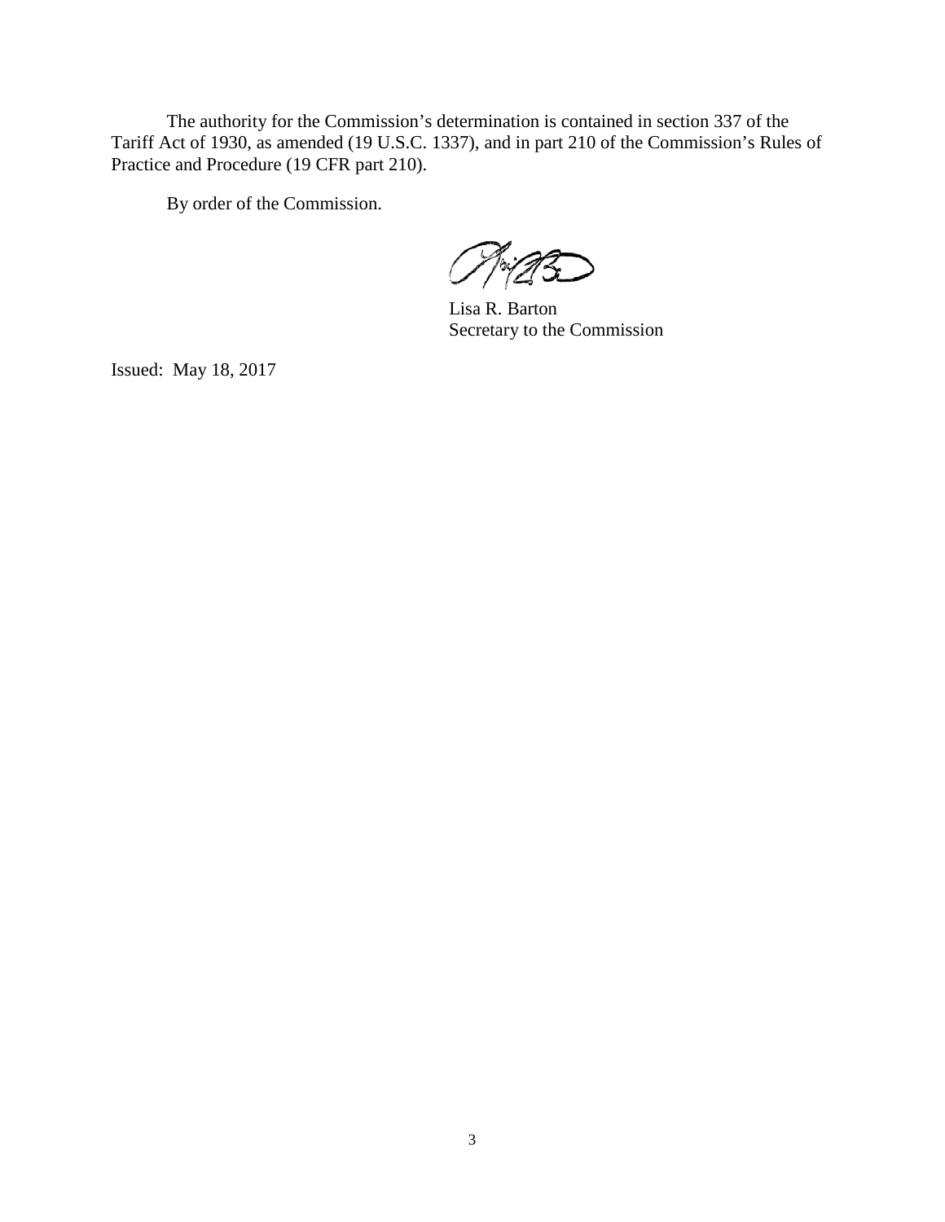The authority for the Commission's determination is contained in section 337 of the Tariff Act of 1930, as amended (19 U.S.C. 1337), and in part 210 of the Commission's Rules of Practice and Procedure (19 CFR part 210).

By order of the Commission.

Lisa R. Barton
Secretary to the Commission

Issued: May 18, 2017